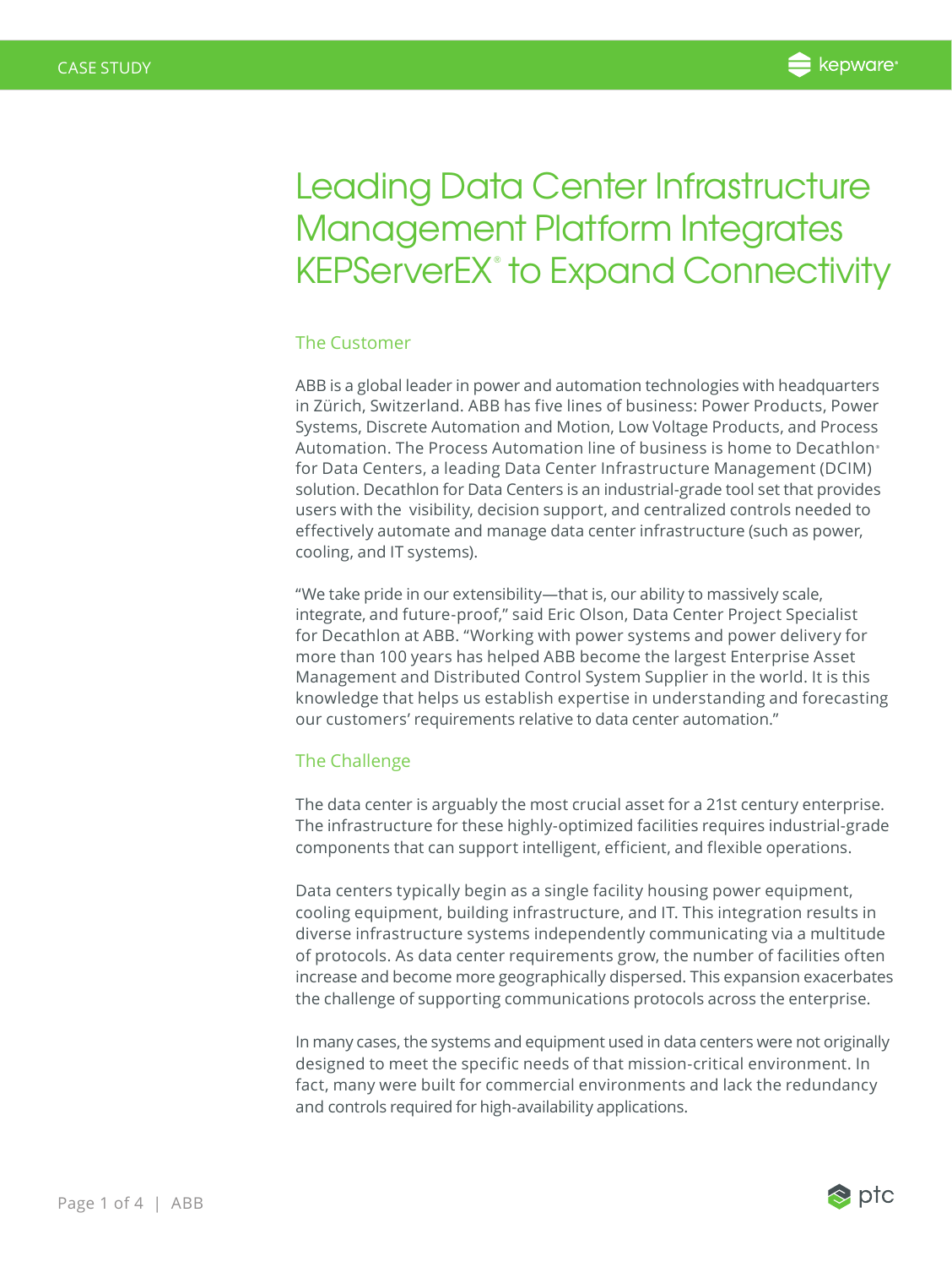CASE STUDY

# Leading Data Center Infrastructure Management Platform Integrates KEPServerEX® to Expand Connectivity

## The Customer

ABB is a global leader in power and automation technologies with headquarters in Zürich, Switzerland. ABB has five lines of business: Power Products, Power Systems, Discrete Automation and Motion, Low Voltage Products, and Process Automation. The Process Automation line of business is home to Decathlon® for Data Centers, a leading Data Center Infrastructure Management (DCIM) solution. Decathlon for Data Centers is an industrial-grade tool set that provides users with the visibility, decision support, and centralized controls needed to effectively automate and manage data center infrastructure (such as power, cooling, and IT systems).

"We take pride in our extensibility—that is, our ability to massively scale, integrate, and future-proof," said Eric Olson, Data Center Project Specialist for Decathlon at ABB. "Working with power systems and power delivery for more than 100 years has helped ABB become the largest Enterprise Asset Management and Distributed Control System Supplier in the world. It is this knowledge that helps us establish expertise in understanding and forecasting our customers' requirements relative to data center automation."

## The Challenge

The data center is arguably the most crucial asset for a 21st century enterprise. The infrastructure for these highly-optimized facilities requires industrial-grade components that can support intelligent, efficient, and flexible operations.

Data centers typically begin as a single facility housing power equipment, cooling equipment, building infrastructure, and IT. This integration results in diverse infrastructure systems independently communicating via a multitude of protocols. As data center requirements grow, the number of facilities often increase and become more geographically dispersed. This expansion exacerbates the challenge of supporting communications protocols across the enterprise.

In many cases, the systems and equipment used in data centers were not originally designed to meet the specific needs of that mission-critical environment. In fact, many were built for commercial environments and lack the redundancy and controls required for high-availability applications.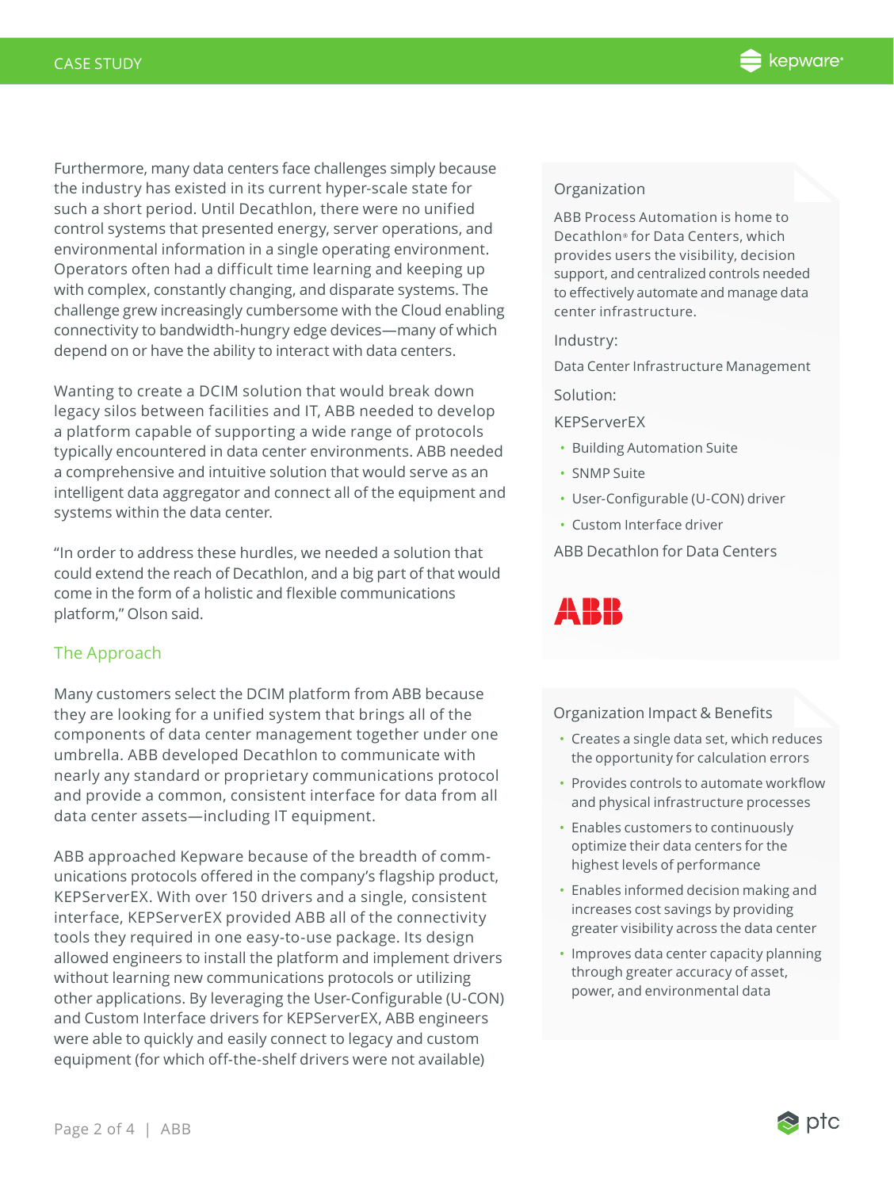Furthermore, many data centers face challenges simply because the industry has existed in its current hyper-scale state for such a short period. Until Decathlon, there were no unified control systems that presented energy, server operations, and environmental information in a single operating environment. Operators often had a difficult time learning and keeping up with complex, constantly changing, and disparate systems. The challenge grew increasingly cumbersome with the Cloud enabling connectivity to bandwidth-hungry edge devices—many of which depend on or have the ability to interact with data centers.

Wanting to create a DCIM solution that would break down legacy silos between facilities and IT, ABB needed to develop a platform capable of supporting a wide range of protocols typically encountered in data center environments. ABB needed a comprehensive and intuitive solution that would serve as an intelligent data aggregator and connect all of the equipment and systems within the data center.

"In order to address these hurdles, we needed a solution that could extend the reach of Decathlon, and a big part of that would come in the form of a holistic and flexible communications platform," Olson said.

## The Approach

Many customers select the DCIM platform from ABB because they are looking for a unified system that brings all of the components of data center management together under one umbrella. ABB developed Decathlon to communicate with nearly any standard or proprietary communications protocol and provide a common, consistent interface for data from all data center assets—including IT equipment.

ABB approached Kepware because of the breadth of communications protocols offered in the company's flagship product, KEPServerEX. With over 150 drivers and a single, consistent interface, KEPServerEX provided ABB all of the connectivity tools they required in one easy-to-use package. Its design allowed engineers to install the platform and implement drivers without learning new communications protocols or utilizing other applications. By leveraging the User-Configurable (U-CON) and Custom Interface drivers for KEPServerEX, ABB engineers were able to quickly and easily connect to legacy and custom equipment (for which off-the-shelf drivers were not available)

### Organization

ABB Process Automation is home to Decathlon® for Data Centers, which provides users the visibility, decision support, and centralized controls needed to effectively automate and manage data center infrastructure.

### Industry:

Data Center Infrastructure Management

### Solution:

KEPServerEX

- Building Automation Suite
- SNMP Suite
- User-Configurable (U-CON) driver
- Custom Interface driver

ABB Decathlon for Data Centers

ABB

### Organization Impact & Benefits

- Creates a single data set, which reduces the opportunity for calculation errors
- Provides controls to automate workflow and physical infrastructure processes
- Enables customers to continuously optimize their data centers for the highest levels of performance
- Enables informed decision making and increases cost savings by providing greater visibility across the data center
- Improves data center capacity planning through greater accuracy of asset, power, and environmental data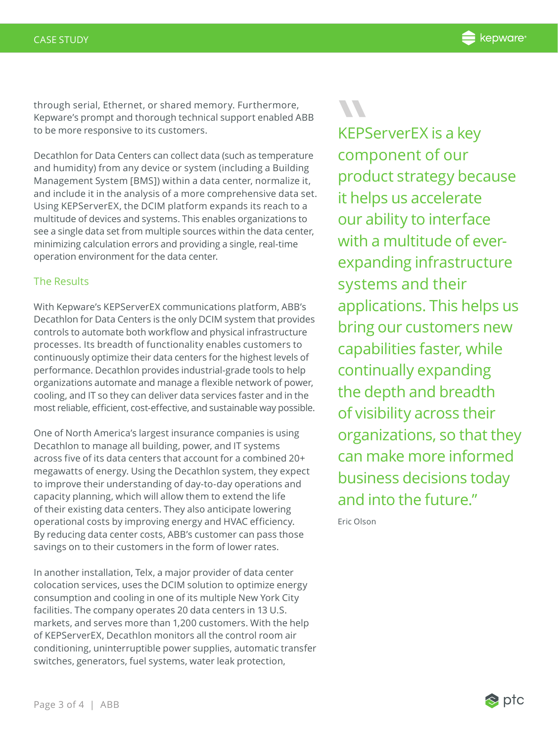through serial, Ethernet, or shared memory. Furthermore, Kepware's prompt and thorough technical support enabled ABB to be more responsive to its customers.

Decathlon for Data Centers can collect data (such as temperature and humidity) from any device or system (including a Building Management System [BMS]) within a data center, normalize it, and include it in the analysis of a more comprehensive data set. Using KEPServerEX, the DCIM platform expands its reach to a multitude of devices and systems. This enables organizations to see a single data set from multiple sources within the data center, minimizing calculation errors and providing a single, real-time operation environment for the data center.

## The Results

With Kepware's KEPServerEX communications platform, ABB's Decathlon for Data Centers is the only DCIM system that provides controls to automate both workflow and physical infrastructure processes. Its breadth of functionality enables customers to continuously optimize their data centers for the highest levels of performance. Decathlon provides industrial-grade tools to help organizations automate and manage a flexible network of power, cooling, and IT so they can deliver data services faster and in the most reliable, efficient, cost-effective, and sustainable way possible.

One of North America's largest insurance companies is using Decathlon to manage all building, power, and IT systems across five of its data centers that account for a combined 20+ megawatts of energy. Using the Decathlon system, they expect to improve their understanding of day-to-day operations and capacity planning, which will allow them to extend the life of their existing data centers. They also anticipate lowering operational costs by improving energy and HVAC efficiency. By reducing data center costs, ABB's customer can pass those savings on to their customers in the form of lower rates.

In another installation, Telx, a major provider of data center colocation services, uses the DCIM solution to optimize energy consumption and cooling in one of its multiple New York City facilities. The company operates 20 data centers in 13 U.S. markets, and serves more than 1,200 customers. With the help of KEPServerEX, Decathlon monitors all the control room air conditioning, uninterruptible power supplies, automatic transfer switches, generators, fuel systems, water leak protection,

> "KEPServerEX is a key component of our product strategy because it helps us accelerate our ability to interface with a multitude of ever-expanding infrastructure systems and their applications. This helps us bring our customers new capabilities faster, while continually expanding the depth and breadth of visibility across their organizations, so that they can make more informed business decisions today and into the future."
>
> Eric Olson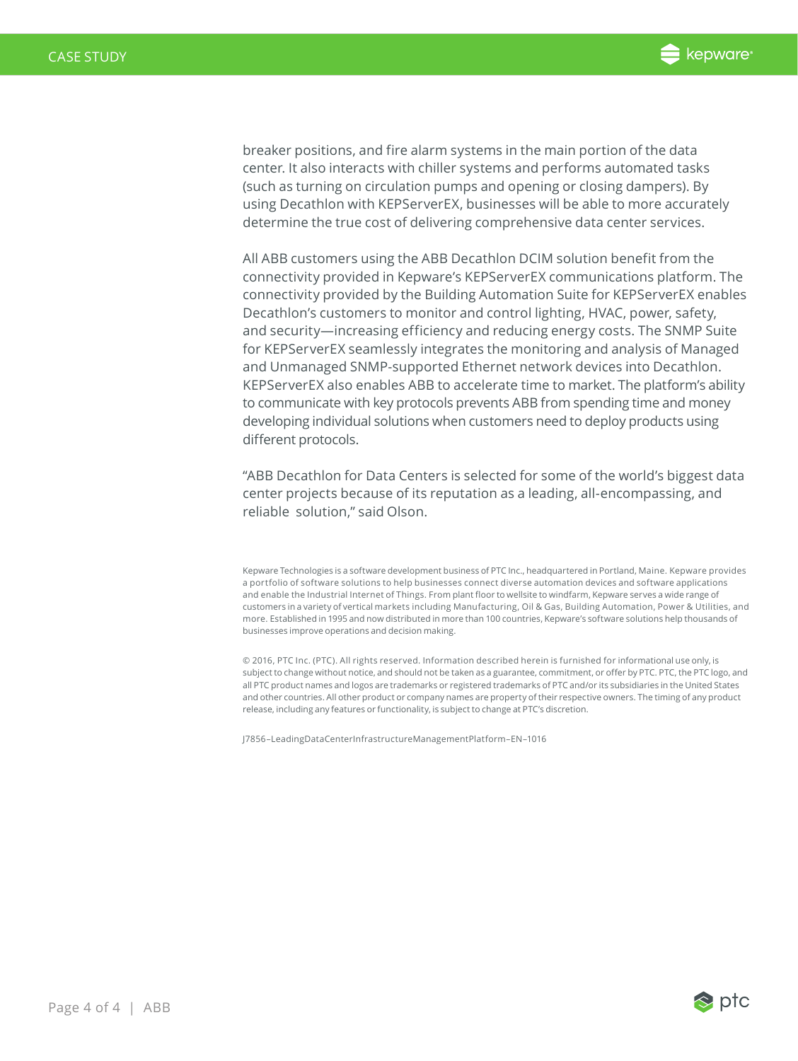breaker positions, and fire alarm systems in the main portion of the data center. It also interacts with chiller systems and performs automated tasks (such as turning on circulation pumps and opening or closing dampers). By using Decathlon with KEPServerEX, businesses will be able to more accurately determine the true cost of delivering comprehensive data center services.

All ABB customers using the ABB Decathlon DCIM solution benefit from the connectivity provided in Kepware's KEPServerEX communications platform. The connectivity provided by the Building Automation Suite for KEPServerEX enables Decathlon's customers to monitor and control lighting, HVAC, power, safety, and security—increasing efficiency and reducing energy costs. The SNMP Suite for KEPServerEX seamlessly integrates the monitoring and analysis of Managed and Unmanaged SNMP-supported Ethernet network devices into Decathlon. KEPServerEX also enables ABB to accelerate time to market. The platform's ability to communicate with key protocols prevents ABB from spending time and money developing individual solutions when customers need to deploy products using different protocols.

"ABB Decathlon for Data Centers is selected for some of the world's biggest data center projects because of its reputation as a leading, all-encompassing, and reliable solution," said Olson.

Kepware Technologies is a software development business of PTC Inc., headquartered in Portland, Maine. Kepware provides a portfolio of software solutions to help businesses connect diverse automation devices and software applications and enable the Industrial Internet of Things. From plant floor to wellsite to windfarm, Kepware serves a wide range of customers in a variety of vertical markets including Manufacturing, Oil & Gas, Building Automation, Power & Utilities, and more. Established in 1995 and now distributed in more than 100 countries, Kepware's software solutions help thousands of businesses improve operations and decision making.

© 2016, PTC Inc. (PTC). All rights reserved. Information described herein is furnished for informational use only, is subject to change without notice, and should not be taken as a guarantee, commitment, or offer by PTC. PTC, the PTC logo, and all PTC product names and logos are trademarks or registered trademarks of PTC and/or its subsidiaries in the United States and other countries. All other product or company names are property of their respective owners. The timing of any product release, including any features or functionality, is subject to change at PTC's discretion.

J7856–LeadingDataCenterInfrastructureManagementPlatform–EN–1016